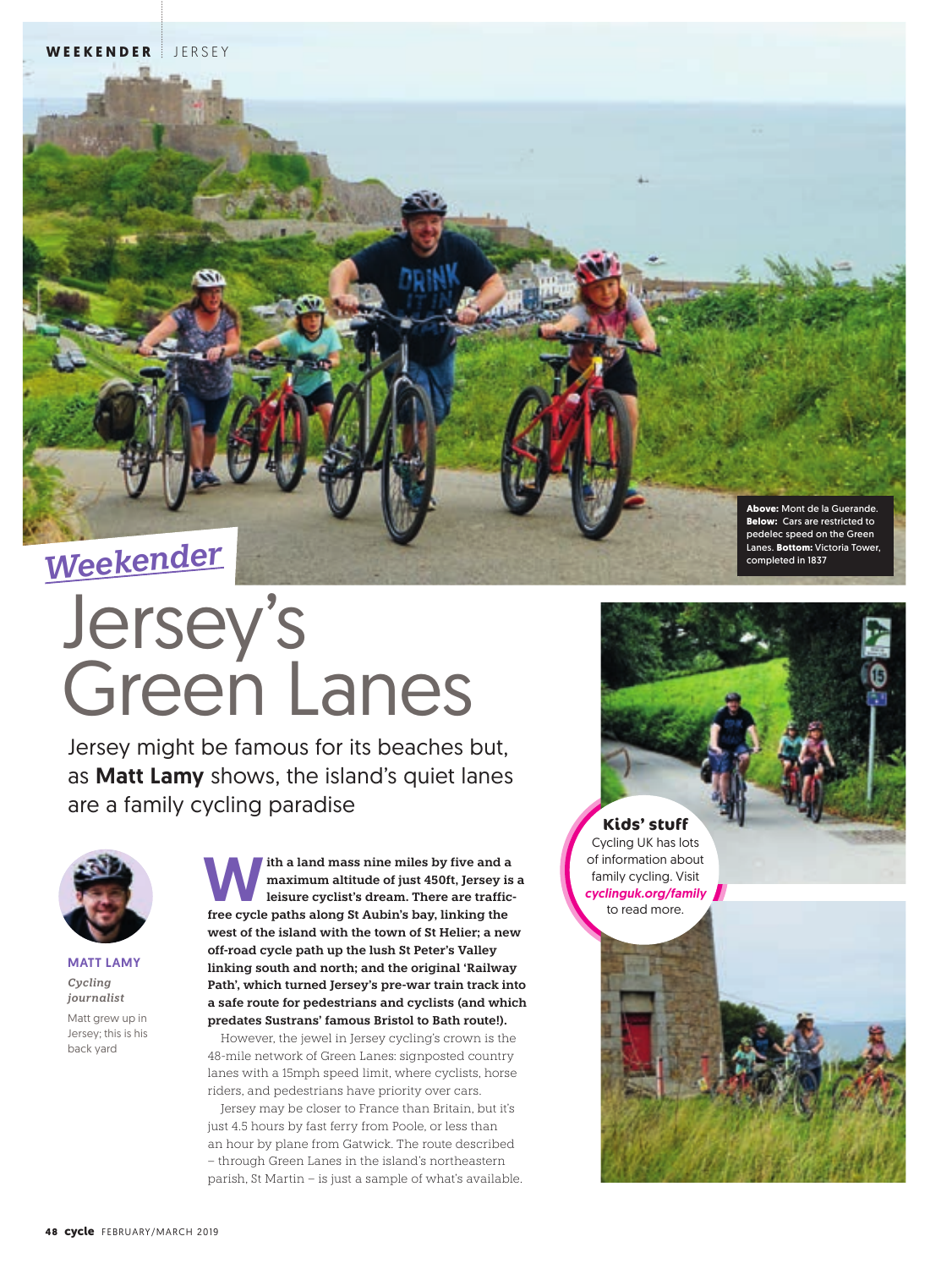*Weekender*

# Jersey's Green Lanes

Jersey might be famous for its beaches but, as **Matt Lamy** shows, the island's quiet lanes are a family cycling paradise

**Above:** Mont de la Guerande. **Below:** Cars are restricted to pedelec speed on the Green Lanes. **Bottom:** Victoria Tower, completed in 1837

**MATT LAMY**
*Cycling journalist*
Matt grew up in Jersey; this is his back yard

**With a land mass nine miles by five and a maximum altitude of just 450ft, Jersey is a leisure cyclist's dream. There are traffic-free cycle paths along St Aubin's bay, linking the west of the island with the town of St Helier; a new off-road cycle path up the lush St Peter's Valley linking south and north; and the original 'Railway Path', which turned Jersey's pre-war train track into a safe route for pedestrians and cyclists (and which predates Sustrans' famous Bristol to Bath route!).**

However, the jewel in Jersey cycling's crown is the 48-mile network of Green Lanes: signposted country lanes with a 15mph speed limit, where cyclists, horse riders, and pedestrians have priority over cars.

Jersey may be closer to France than Britain, but it's just 4.5 hours by fast ferry from Poole, or less than an hour by plane from Gatwick. The route described – through Green Lanes in the island's northeastern parish, St Martin – is just a sample of what's available.

### Kids' stuff

Cycling UK has lots of information about family cycling. Visit ***cyclinguk.org/family*** to read more.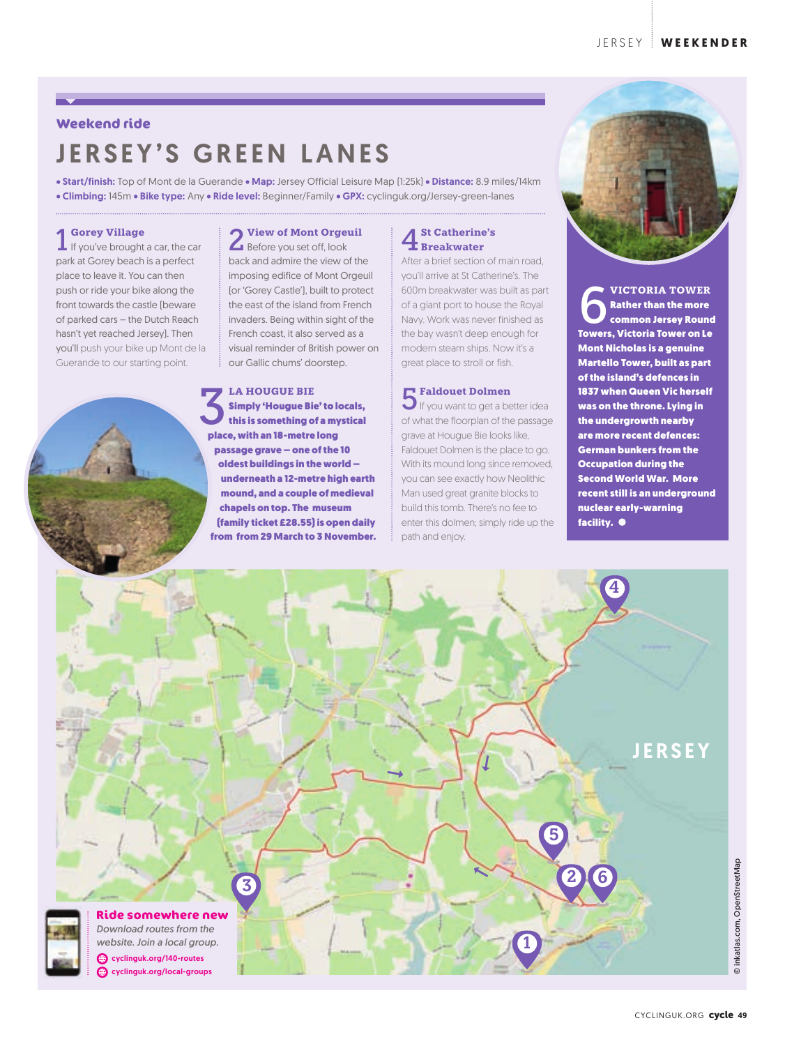Weekend ride

# JERSEY'S GREEN LANES

• **Start/finish:** Top of Mont de la Guerande • **Map:** Jersey Official Leisure Map (1:25k) • **Distance:** 8.9 miles/14km • **Climbing:** 145m • **Bike type:** Any • **Ride level:** Beginner/Family • **GPX:** cyclinguk.org/Jersey-green-lanes

### 1 Gorey Village

If you've brought a car, the car park at Gorey beach is a perfect place to leave it. You can then push or ride your bike along the front towards the castle (beware of parked cars – the Dutch Reach hasn't yet reached Jersey). Then you'll push your bike up Mont de la Guerande to our starting point.

### 2 View of Mont Orgeuil

Before you set off, look back and admire the view of the imposing edifice of Mont Orgeuil (or 'Gorey Castle'), built to protect the east of the island from French invaders. Being within sight of the French coast, it also served as a visual reminder of British power on our Gallic chums' doorstep.

### 3 LA HOUGUE BIE

**Simply 'Hougue Bie' to locals, this is something of a mystical place, with an 18-metre long passage grave – one of the 10 oldest buildings in the world – underneath a 12-metre high earth mound, and a couple of medieval chapels on top. The museum (family ticket £28.55) is open daily from from 29 March to 3 November.**

### 4 St Catherine's Breakwater

After a brief section of main road, you'll arrive at St Catherine's. The 600m breakwater was built as part of a giant port to house the Royal Navy. Work was never finished as the bay wasn't deep enough for modern steam ships. Now it's a great place to stroll or fish.

### 5 Faldouet Dolmen

If you want to get a better idea of what the floorplan of the passage grave at Hougue Bie looks like, Faldouet Dolmen is the place to go. With its mound long since removed, you can see exactly how Neolithic Man used great granite blocks to build this tomb. There's no fee to enter this dolmen; simply ride up the path and enjoy.

### 6 VICTORIA TOWER

**Rather than the more common Jersey Round Towers, Victoria Tower on Le Mont Nicholas is a genuine Martello Tower, built as part of the island's defences in 1837 when Queen Vic herself was on the throne. Lying in the undergrowth nearby are more recent defences: German bunkers from the Occupation during the Second World War. More recent still is an underground nuclear early-warning facility.**

JERSEY

© inkatlas.com, OpenStreetMap

**Ride somewhere new**

*Download routes from the website. Join a local group.*

cyclinguk.org/140-routes

cyclinguk.org/local-groups